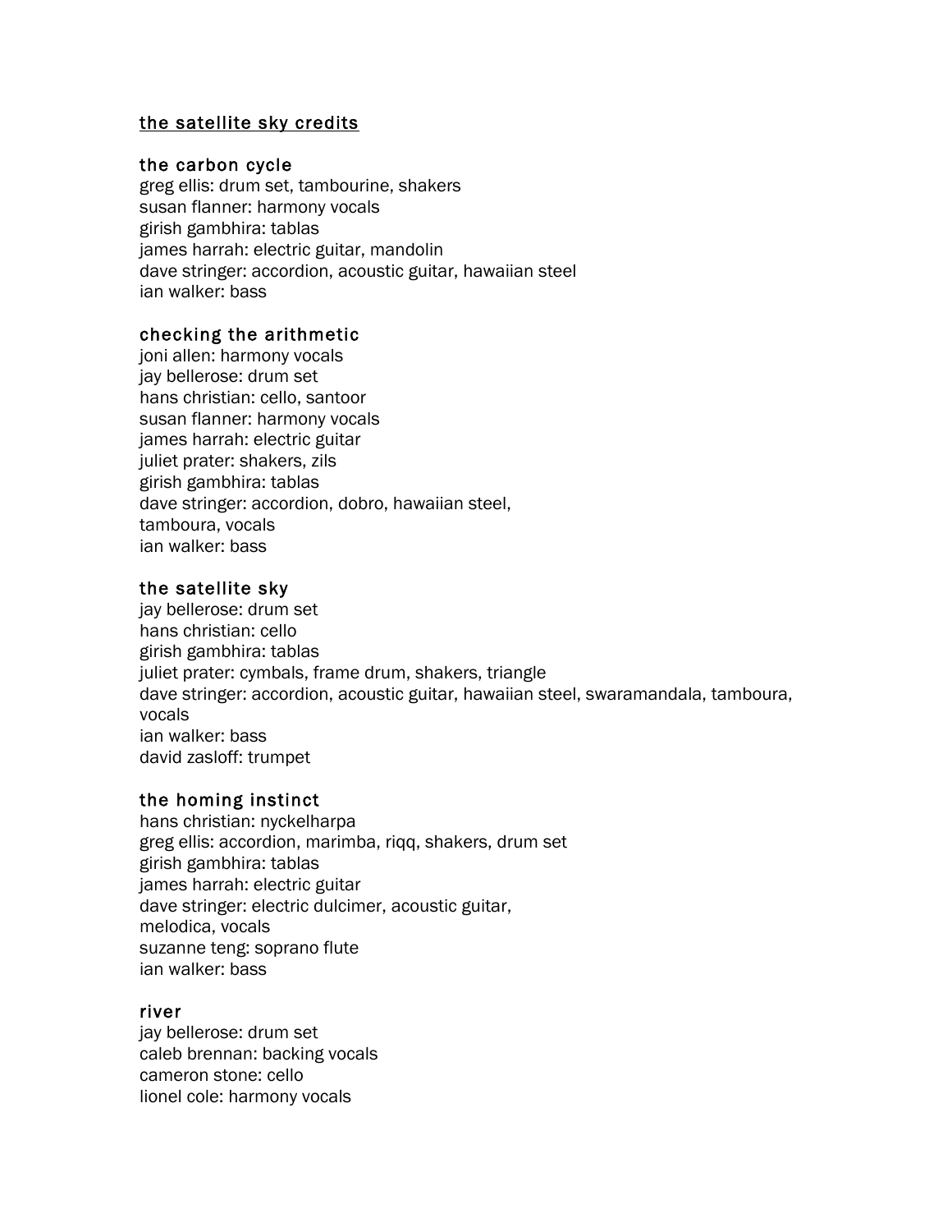## the satellite sky credits

### the carbon cycle

greg ellis: drum set, tambourine, shakers
susan flanner: harmony vocals
girish gambhira: tablas
james harrah: electric guitar, mandolin
dave stringer: accordion, acoustic guitar, hawaiian steel
ian walker: bass

### checking the arithmetic

joni allen: harmony vocals
jay bellerose: drum set
hans christian: cello, santoor
susan flanner: harmony vocals
james harrah: electric guitar
juliet prater: shakers, zils
girish gambhira: tablas
dave stringer: accordion, dobro, hawaiian steel,
tamboura, vocals
ian walker: bass

### the satellite sky

jay bellerose: drum set
hans christian: cello
girish gambhira: tablas
juliet prater: cymbals, frame drum, shakers, triangle
dave stringer: accordion, acoustic guitar, hawaiian steel, swaramandala, tamboura,
vocals
ian walker: bass
david zasloff: trumpet

### the homing instinct

hans christian: nyckelharpa
greg ellis: accordion, marimba, riqq, shakers, drum set
girish gambhira: tablas
james harrah: electric guitar
dave stringer: electric dulcimer, acoustic guitar,
melodica, vocals
suzanne teng: soprano flute
ian walker: bass

### river

jay bellerose: drum set
caleb brennan: backing vocals
cameron stone: cello
lionel cole: harmony vocals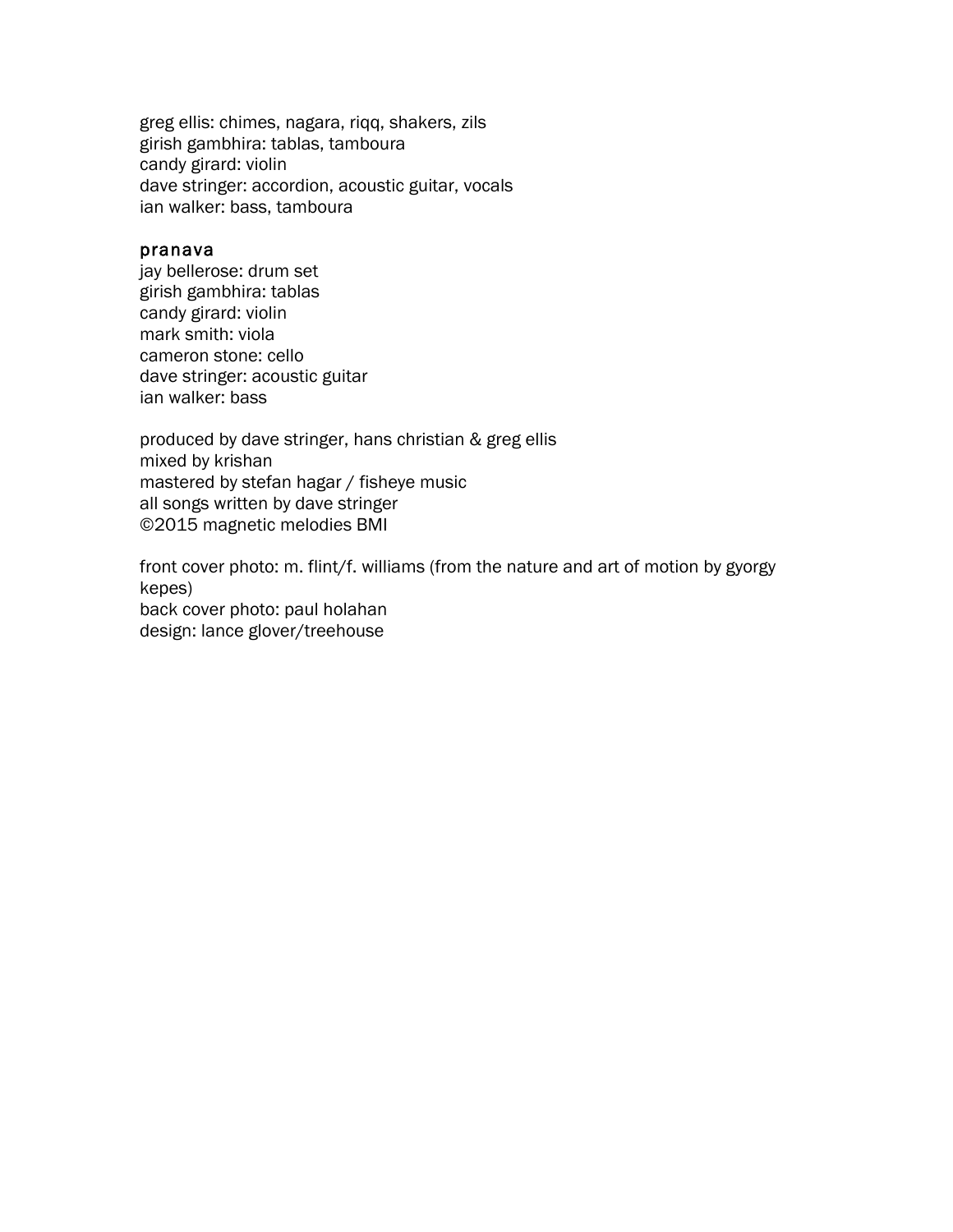greg ellis: chimes, nagara, riqq, shakers, zils
girish gambhira: tablas, tamboura
candy girard: violin
dave stringer: accordion, acoustic guitar, vocals
ian walker: bass, tamboura

### pranava

jay bellerose: drum set
girish gambhira: tablas
candy girard: violin
mark smith: viola
cameron stone: cello
dave stringer: acoustic guitar
ian walker: bass

produced by dave stringer, hans christian & greg ellis
mixed by krishan
mastered by stefan hagar / fisheye music
all songs written by dave stringer
©2015 magnetic melodies BMI

front cover photo: m. flint/f. williams (from the nature and art of motion by gyorgy kepes)
back cover photo: paul holahan
design: lance glover/treehouse